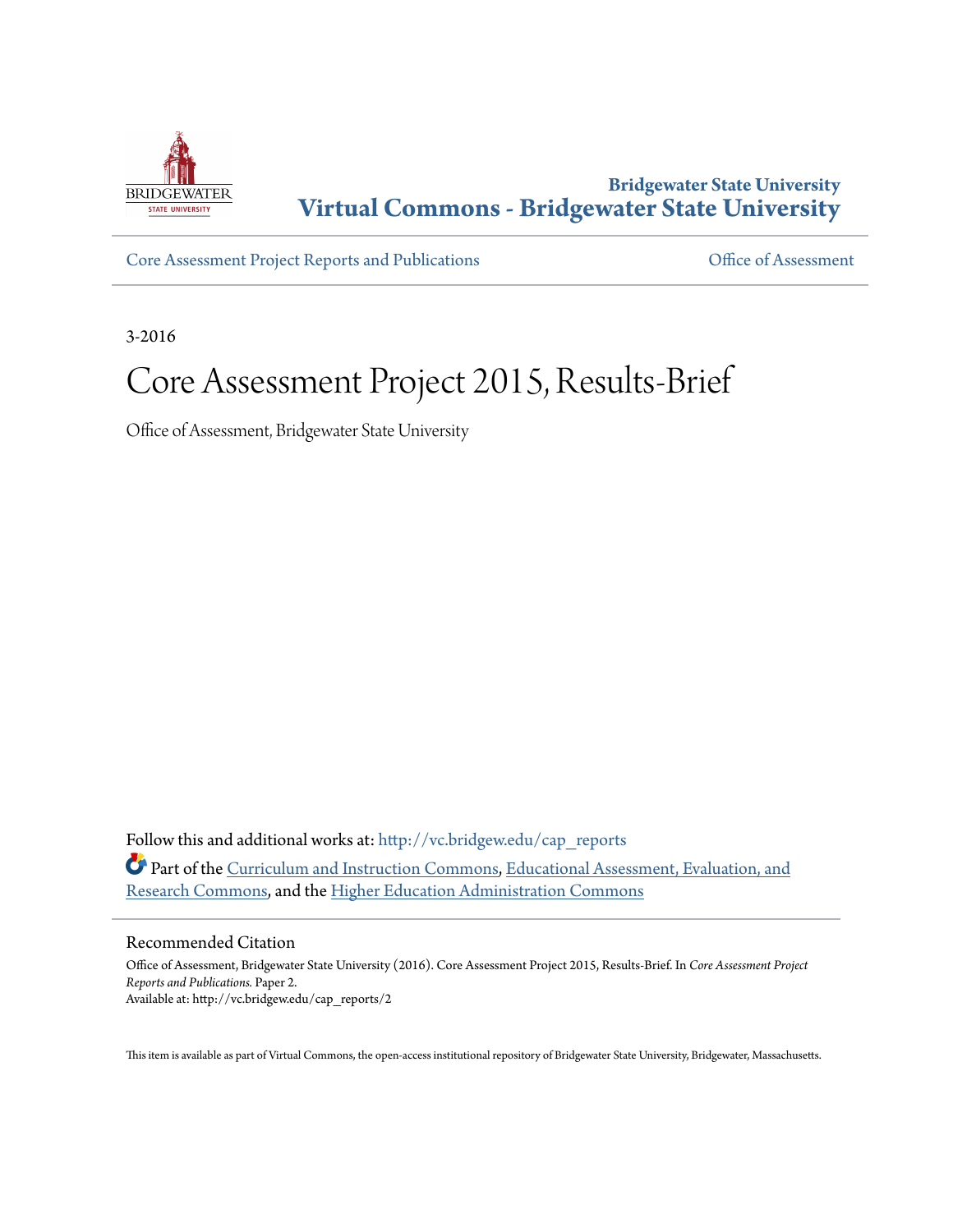Bridgewater State University
**Virtual Commons - Bridgewater State University**

Core Assessment Project Reports and Publications | Office of Assessment

3-2016

# Core Assessment Project 2015, Results-Brief

Office of Assessment, Bridgewater State University

Follow this and additional works at: http://vc.bridgew.edu/cap_reports

Part of the Curriculum and Instruction Commons, Educational Assessment, Evaluation, and Research Commons, and the Higher Education Administration Commons

## Recommended Citation

Office of Assessment, Bridgewater State University (2016). Core Assessment Project 2015, Results-Brief. In *Core Assessment Project Reports and Publications.* Paper 2.
Available at: http://vc.bridgew.edu/cap_reports/2

This item is available as part of Virtual Commons, the open-access institutional repository of Bridgewater State University, Bridgewater, Massachusetts.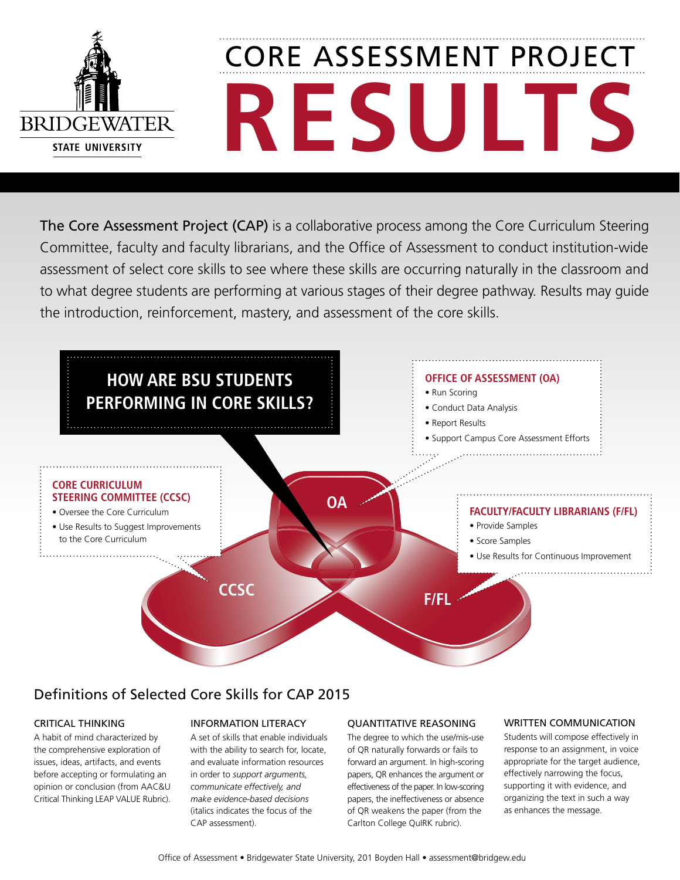# CORE ASSESSMENT PROJECT RESULTS

Bridgewater State University

**The Core Assessment Project (CAP)** is a collaborative process among the Core Curriculum Steering Committee, faculty and faculty librarians, and the Office of Assessment to conduct institution-wide assessment of select core skills to see where these skills are occurring naturally in the classroom and to what degree students are performing at various stages of their degree pathway. Results may guide the introduction, reinforcement, mastery, and assessment of the core skills.

## HOW ARE BSU STUDENTS PERFORMING IN CORE SKILLS?

### OFFICE OF ASSESSMENT (OA)

- Run Scoring
- Conduct Data Analysis
- Report Results
- Support Campus Core Assessment Efforts

### CORE CURRICULUM STEERING COMMITTEE (CCSC)

- Oversee the Core Curriculum
- Use Results to Suggest Improvements to the Core Curriculum

### FACULTY/FACULTY LIBRARIANS (F/FL)

- Provide Samples
- Score Samples
- Use Results for Continuous Improvement

OA

CCSC

F/FL

## Definitions of Selected Core Skills for CAP 2015

### CRITICAL THINKING

A habit of mind characterized by the comprehensive exploration of issues, ideas, artifacts, and events before accepting or formulating an opinion or conclusion (from AAC&U Critical Thinking LEAP VALUE Rubric).

### INFORMATION LITERACY

A set of skills that enable individuals with the ability to search for, locate, and evaluate information resources in order to *support arguments, communicate effectively, and make evidence-based decisions* (italics indicates the focus of the CAP assessment).

### QUANTITATIVE REASONING

The degree to which the use/mis-use of QR naturally forwards or fails to forward an argument. In high-scoring papers, QR enhances the argument or effectiveness of the paper. In low-scoring papers, the ineffectiveness or absence of QR weakens the paper (from the Carlton College QuIRK rubric).

### WRITTEN COMMUNICATION

Students will compose effectively in response to an assignment, in voice appropriate for the target audience, effectively narrowing the focus, supporting it with evidence, and organizing the text in such a way as enhances the message.

Office of Assessment • Bridgewater State University, 201 Boyden Hall • assessment@bridgew.edu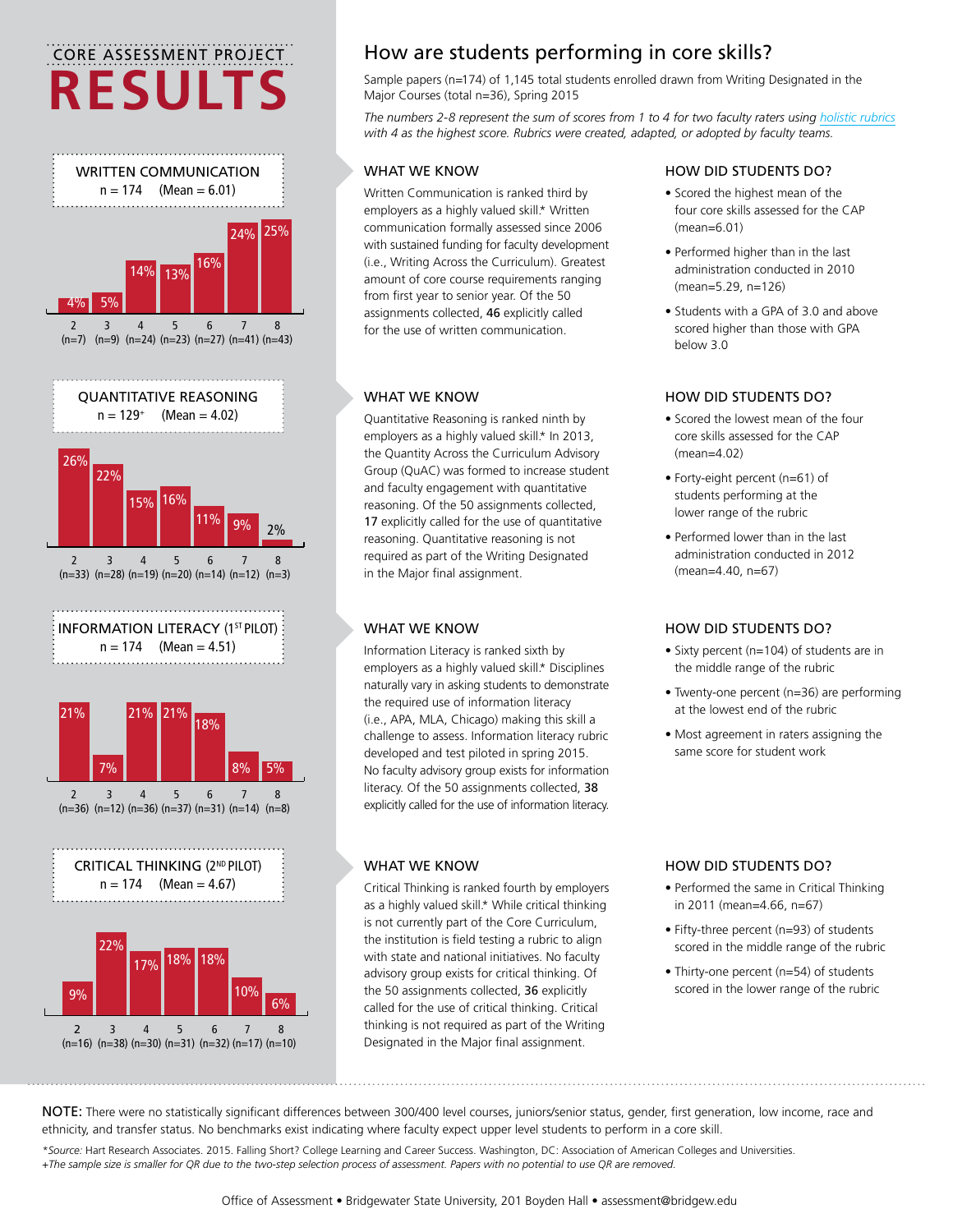CORE ASSESSMENT PROJECT

# RESULTS

## How are students performing in core skills?

Sample papers (n=174) of 1,145 total students enrolled drawn from Writing Designated in the Major Courses (total n=36), Spring 2015

*The numbers 2-8 represent the sum of scores from 1 to 4 for two faculty raters using holistic rubrics with 4 as the highest score. Rubrics were created, adapted, or adopted by faculty teams.*

### WRITTEN COMMUNICATION

n = 174 (Mean = 6.01)

4% 5% 14% 13% 16% 24% 25%

2 (n=7) 3 (n=9) 4 (n=24) 5 (n=23) 6 (n=27) 7 (n=41) 8 (n=43)

#### WHAT WE KNOW

Written Communication is ranked third by employers as a highly valued skill.* Written communication formally assessed since 2006 with sustained funding for faculty development (i.e., Writing Across the Curriculum). Greatest amount of core course requirements ranging from first year to senior year. Of the 50 assignments collected, **46** explicitly called for the use of written communication.

#### HOW DID STUDENTS DO?

- Scored the highest mean of the four core skills assessed for the CAP (mean=6.01)
- Performed higher than in the last administration conducted in 2010 (mean=5.29, n=126)
- Students with a GPA of 3.0 and above scored higher than those with GPA below 3.0

### QUANTITATIVE REASONING

n = 129+ (Mean = 4.02)

26% 22% 15% 16% 11% 9% 2%

2 (n=33) 3 (n=28) 4 (n=19) 5 (n=20) 6 (n=14) 7 (n=12) 8 (n=3)

#### WHAT WE KNOW

Quantitative Reasoning is ranked ninth by employers as a highly valued skill.* In 2013, the Quantity Across the Curriculum Advisory Group (QuAC) was formed to increase student and faculty engagement with quantitative reasoning. Of the 50 assignments collected, **17** explicitly called for the use of quantitative reasoning. Quantitative reasoning is not required as part of the Writing Designated in the Major final assignment.

#### HOW DID STUDENTS DO?

- Scored the lowest mean of the four core skills assessed for the CAP (mean=4.02)
- Forty-eight percent (n=61) of students performing at the lower range of the rubric
- Performed lower than in the last administration conducted in 2012 (mean=4.40, n=67)

### INFORMATION LITERACY (1ST PILOT)

n = 174 (Mean = 4.51)

21% 7% 21% 21% 18% 8% 5%

2 (n=36) 3 (n=12) 4 (n=36) 5 (n=37) 6 (n=31) 7 (n=14) 8 (n=8)

#### WHAT WE KNOW

Information Literacy is ranked sixth by employers as a highly valued skill.* Disciplines naturally vary in asking students to demonstrate the required use of information literacy (i.e., APA, MLA, Chicago) making this skill a challenge to assess. Information literacy rubric developed and test piloted in spring 2015. No faculty advisory group exists for information literacy. Of the 50 assignments collected, **38** explicitly called for the use of information literacy.

#### HOW DID STUDENTS DO?

- Sixty percent (n=104) of students are in the middle range of the rubric
- Twenty-one percent (n=36) are performing at the lowest end of the rubric
- Most agreement in raters assigning the same score for student work

### CRITICAL THINKING (2ND PILOT)

n = 174 (Mean = 4.67)

9% 22% 17% 18% 18% 10% 6%

2 (n=16) 3 (n=38) 4 (n=30) 5 (n=31) 6 (n=32) 7 (n=17) 8 (n=10)

#### WHAT WE KNOW

Critical Thinking is ranked fourth by employers as a highly valued skill.* While critical thinking is not currently part of the Core Curriculum, the institution is field testing a rubric to align with state and national initiatives. No faculty advisory group exists for critical thinking. Of the 50 assignments collected, **36** explicitly called for the use of critical thinking. Critical thinking is not required as part of the Writing Designated in the Major final assignment.

#### HOW DID STUDENTS DO?

- Performed the same in Critical Thinking in 2011 (mean=4.66, n=67)
- Fifty-three percent (n=93) of students scored in the middle range of the rubric
- Thirty-one percent (n=54) of students scored in the lower range of the rubric

**NOTE:** There were no statistically significant differences between 300/400 level courses, juniors/senior status, gender, first generation, low income, race and ethnicity, and transfer status. No benchmarks exist indicating where faculty expect upper level students to perform in a core skill.

**Source:* Hart Research Associates. 2015. Falling Short? College Learning and Career Success. Washington, DC: Association of American Colleges and Universities.
*+The sample size is smaller for QR due to the two-step selection process of assessment. Papers with no potential to use QR are removed.*

Office of Assessment • Bridgewater State University, 201 Boyden Hall • assessment@bridgew.edu